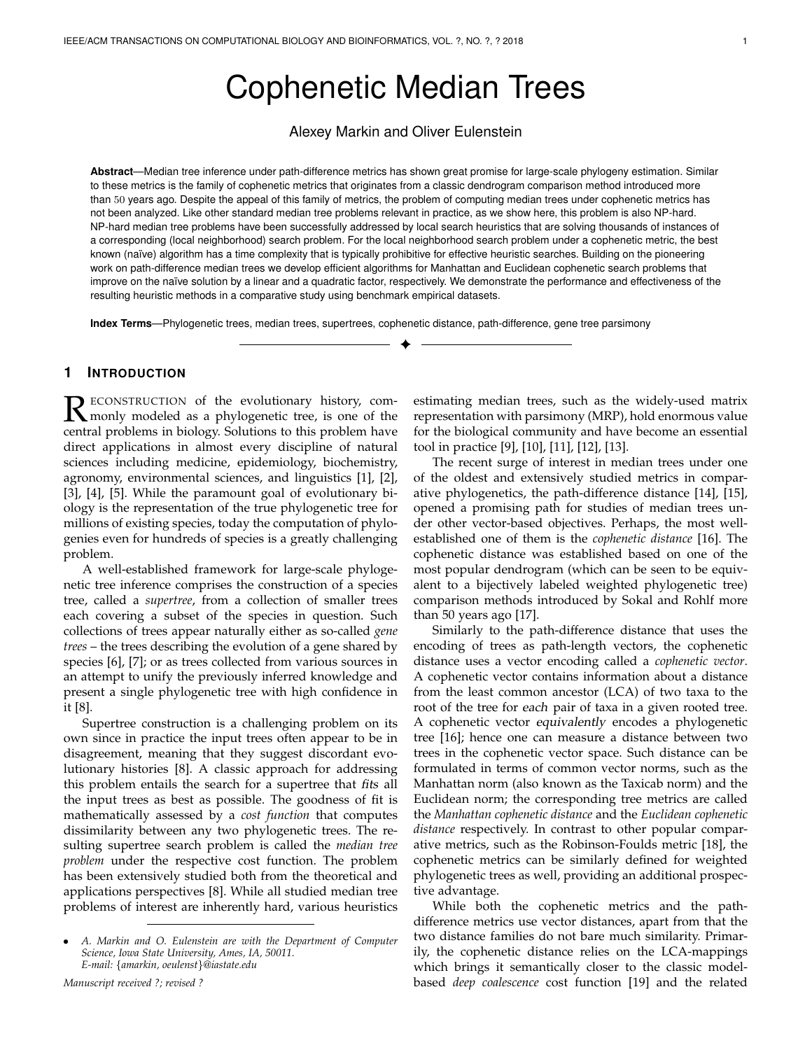# Cophenetic Median Trees

Alexey Markin and Oliver Eulenstein

**Abstract**—Median tree inference under path-difference metrics has shown great promise for large-scale phylogeny estimation. Similar to these metrics is the family of cophenetic metrics that originates from a classic dendrogram comparison method introduced more than 50 years ago. Despite the appeal of this family of metrics, the problem of computing median trees under cophenetic metrics has not been analyzed. Like other standard median tree problems relevant in practice, as we show here, this problem is also NP-hard. NP-hard median tree problems have been successfully addressed by local search heuristics that are solving thousands of instances of a corresponding (local neighborhood) search problem. For the local neighborhood search problem under a cophenetic metric, the best known (naïve) algorithm has a time complexity that is typically prohibitive for effective heuristic searches. Building on the pioneering work on path-difference median trees we develop efficient algorithms for Manhattan and Euclidean cophenetic search problems that improve on the naïve solution by a linear and a quadratic factor, respectively. We demonstrate the performance and effectiveness of the resulting heuristic methods in a comparative study using benchmark empirical datasets.

**Index Terms**—Phylogenetic trees, median trees, supertrees, cophenetic distance, path-difference, gene tree parsimony

## 1 Introduction

Reconstruction of the evolutionary history, commonly modeled as a phylogenetic tree, is one of the central problems in biology. Solutions to this problem have direct applications in almost every discipline of natural sciences including medicine, epidemiology, biochemistry, agronomy, environmental sciences, and linguistics [1], [2], [3], [4], [5]. While the paramount goal of evolutionary biology is the representation of the true phylogenetic tree for millions of existing species, today the computation of phylogenies even for hundreds of species is a greatly challenging problem.

A well-established framework for large-scale phylogenetic tree inference comprises the construction of a species tree, called a *supertree*, from a collection of smaller trees each covering a subset of the species in question. Such collections of trees appear naturally either as so-called *gene trees* – the trees describing the evolution of a gene shared by species [6], [7]; or as trees collected from various sources in an attempt to unify the previously inferred knowledge and present a single phylogenetic tree with high confidence in it [8].

Supertree construction is a challenging problem on its own since in practice the input trees often appear to be in disagreement, meaning that they suggest discordant evolutionary histories [8]. A classic approach for addressing this problem entails the search for a supertree that *fits* all the input trees as best as possible. The goodness of fit is mathematically assessed by a *cost function* that computes dissimilarity between any two phylogenetic trees. The resulting supertree search problem is called the *median tree problem* under the respective cost function. The problem has been extensively studied both from the theoretical and applications perspectives [8]. While all studied median tree problems of interest are inherently hard, various heuristics estimating median trees, such as the widely-used matrix representation with parsimony (MRP), hold enormous value for the biological community and have become an essential tool in practice [9], [10], [11], [12], [13].

The recent surge of interest in median trees under one of the oldest and extensively studied metrics in comparative phylogenetics, the path-difference distance [14], [15], opened a promising path for studies of median trees under other vector-based objectives. Perhaps, the most well-established one of them is the *cophenetic distance* [16]. The cophenetic distance was established based on one of the most popular dendrogram (which can be seen to be equivalent to a bijectively labeled weighted phylogenetic tree) comparison methods introduced by Sokal and Rohlf more than 50 years ago [17].

Similarly to the path-difference distance that uses the encoding of trees as path-length vectors, the cophenetic distance uses a vector encoding called a *cophenetic vector*. A cophenetic vector contains information about a distance from the least common ancestor (LCA) of two taxa to the root of the tree for *each* pair of taxa in a given rooted tree. A cophenetic vector *equivalently* encodes a phylogenetic tree [16]; hence one can measure a distance between two trees in the cophenetic vector space. Such distance can be formulated in terms of common vector norms, such as the Manhattan norm (also known as the Taxicab norm) and the Euclidean norm; the corresponding tree metrics are called the *Manhattan cophenetic distance* and the *Euclidean cophenetic distance* respectively. In contrast to other popular comparative metrics, such as the Robinson-Foulds metric [18], the cophenetic metrics can be similarly defined for weighted phylogenetic trees as well, providing an additional prospective advantage.

While both the cophenetic metrics and the path-difference metrics use vector distances, apart from that the two distance families do not bare much similarity. Primarily, the cophenetic distance relies on the LCA-mappings which brings it semantically closer to the classic model-based *deep coalescence* cost function [19] and the related

- *A. Markin and O. Eulenstein are with the Department of Computer Science, Iowa State University, Ames, IA, 50011. E-mail: {amarkin, oeulenst}@iastate.edu*

*Manuscript received ?; revised ?*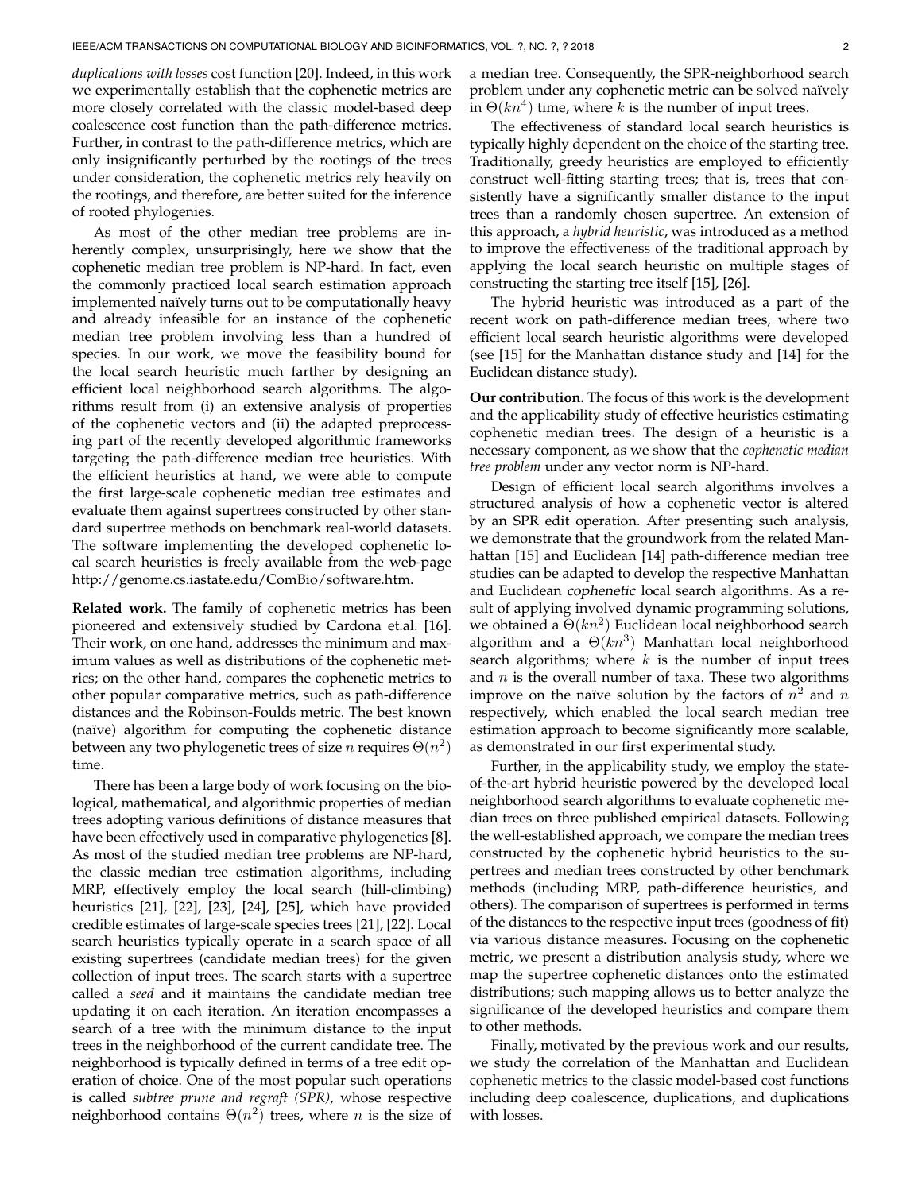*duplications with losses* cost function [20]. Indeed, in this work we experimentally establish that the cophenetic metrics are more closely correlated with the classic model-based deep coalescence cost function than the path-difference metrics. Further, in contrast to the path-difference metrics, which are only insignificantly perturbed by the rootings of the trees under consideration, the cophenetic metrics rely heavily on the rootings, and therefore, are better suited for the inference of rooted phylogenies.

As most of the other median tree problems are inherently complex, unsurprisingly, here we show that the cophenetic median tree problem is NP-hard. In fact, even the commonly practiced local search estimation approach implemented naïvely turns out to be computationally heavy and already infeasible for an instance of the cophenetic median tree problem involving less than a hundred of species. In our work, we move the feasibility bound for the local search heuristic much farther by designing an efficient local neighborhood search algorithms. The algorithms result from (i) an extensive analysis of properties of the cophenetic vectors and (ii) the adapted preprocessing part of the recently developed algorithmic frameworks targeting the path-difference median tree heuristics. With the efficient heuristics at hand, we were able to compute the first large-scale cophenetic median tree estimates and evaluate them against supertrees constructed by other standard supertree methods on benchmark real-world datasets. The software implementing the developed cophenetic local search heuristics is freely available from the web-page http://genome.cs.iastate.edu/ComBio/software.htm.

**Related work.** The family of cophenetic metrics has been pioneered and extensively studied by Cardona et.al. [16]. Their work, on one hand, addresses the minimum and maximum values as well as distributions of the cophenetic metrics; on the other hand, compares the cophenetic metrics to other popular comparative metrics, such as path-difference distances and the Robinson-Foulds metric. The best known (naïve) algorithm for computing the cophenetic distance between any two phylogenetic trees of size $n$ requires $\Theta(n^2)$ time.

There has been a large body of work focusing on the biological, mathematical, and algorithmic properties of median trees adopting various definitions of distance measures that have been effectively used in comparative phylogenetics [8]. As most of the studied median tree problems are NP-hard, the classic median tree estimation algorithms, including MRP, effectively employ the local search (hill-climbing) heuristics [21], [22], [23], [24], [25], which have provided credible estimates of large-scale species trees [21], [22]. Local search heuristics typically operate in a search space of all existing supertrees (candidate median trees) for the given collection of input trees. The search starts with a supertree called a *seed* and it maintains the candidate median tree updating it on each iteration. An iteration encompasses a search of a tree with the minimum distance to the input trees in the neighborhood of the current candidate tree. The neighborhood is typically defined in terms of a tree edit operation of choice. One of the most popular such operations is called *subtree prune and regraft (SPR)*, whose respective neighborhood contains $\Theta(n^2)$ trees, where $n$ is the size of a median tree. Consequently, the SPR-neighborhood search problem under any cophenetic metric can be solved naïvely in $\Theta(kn^4)$ time, where $k$ is the number of input trees.

The effectiveness of standard local search heuristics is typically highly dependent on the choice of the starting tree. Traditionally, greedy heuristics are employed to efficiently construct well-fitting starting trees; that is, trees that consistently have a significantly smaller distance to the input trees than a randomly chosen supertree. An extension of this approach, a *hybrid heuristic*, was introduced as a method to improve the effectiveness of the traditional approach by applying the local search heuristic on multiple stages of constructing the starting tree itself [15], [26].

The hybrid heuristic was introduced as a part of the recent work on path-difference median trees, where two efficient local search heuristic algorithms were developed (see [15] for the Manhattan distance study and [14] for the Euclidean distance study).

**Our contribution.** The focus of this work is the development and the applicability study of effective heuristics estimating cophenetic median trees. The design of a heuristic is a necessary component, as we show that the *cophenetic median tree problem* under any vector norm is NP-hard.

Design of efficient local search algorithms involves a structured analysis of how a cophenetic vector is altered by an SPR edit operation. After presenting such analysis, we demonstrate that the groundwork from the related Manhattan [15] and Euclidean [14] path-difference median tree studies can be adapted to develop the respective Manhattan and Euclidean *cophenetic* local search algorithms. As a result of applying involved dynamic programming solutions, we obtained a $\Theta(kn^2)$ Euclidean local neighborhood search algorithm and a $\Theta(kn^3)$ Manhattan local neighborhood search algorithms; where $k$ is the number of input trees and $n$ is the overall number of taxa. These two algorithms improve on the naïve solution by the factors of $n^2$ and $n$ respectively, which enabled the local search median tree estimation approach to become significantly more scalable, as demonstrated in our first experimental study.

Further, in the applicability study, we employ the state-of-the-art hybrid heuristic powered by the developed local neighborhood search algorithms to evaluate cophenetic median trees on three published empirical datasets. Following the well-established approach, we compare the median trees constructed by the cophenetic hybrid heuristics to the supertrees and median trees constructed by other benchmark methods (including MRP, path-difference heuristics, and others). The comparison of supertrees is performed in terms of the distances to the respective input trees (goodness of fit) via various distance measures. Focusing on the cophenetic metric, we present a distribution analysis study, where we map the supertree cophenetic distances onto the estimated distributions; such mapping allows us to better analyze the significance of the developed heuristics and compare them to other methods.

Finally, motivated by the previous work and our results, we study the correlation of the Manhattan and Euclidean cophenetic metrics to the classic model-based cost functions including deep coalescence, duplications, and duplications with losses.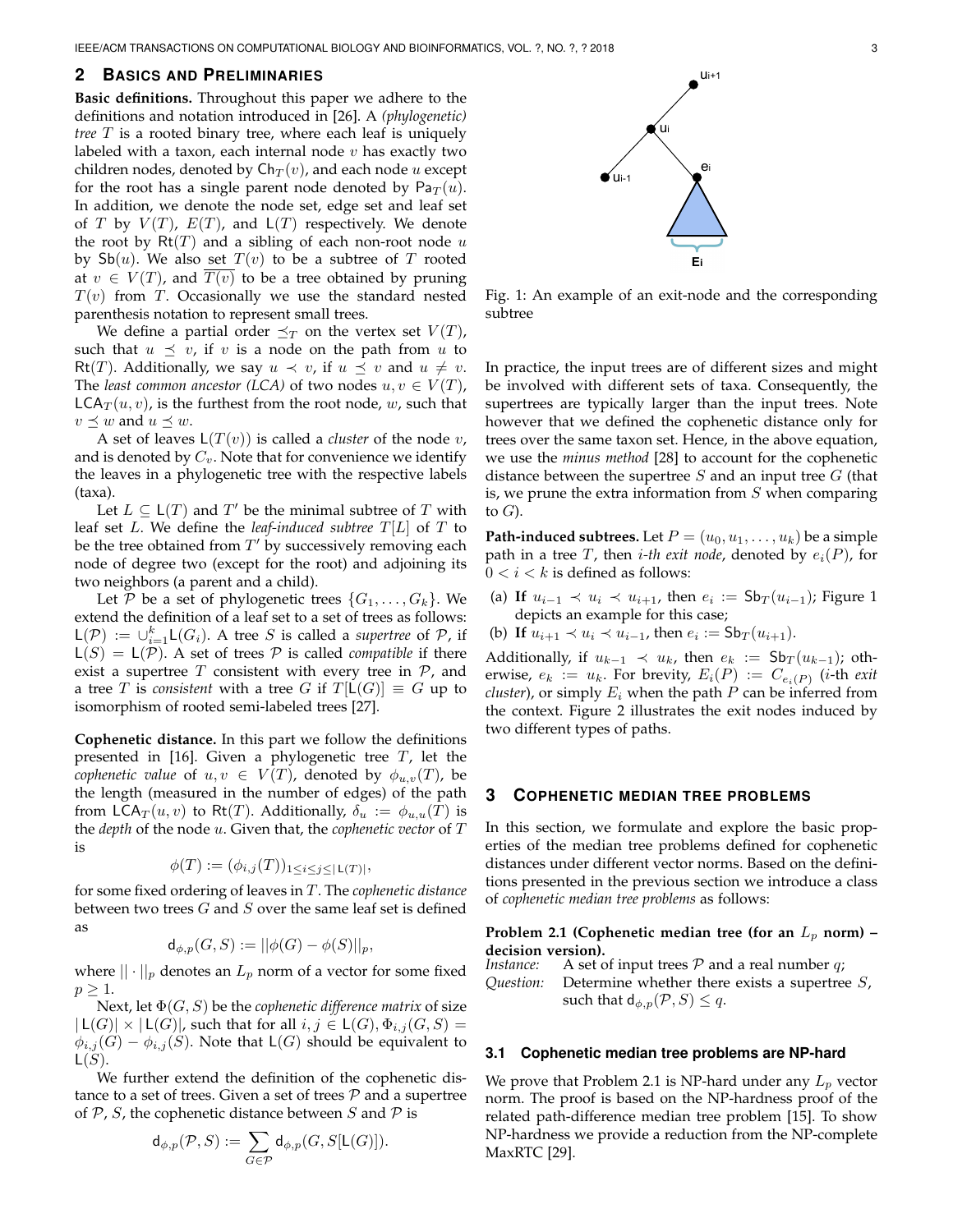## 2 Basics and Preliminaries

**Basic definitions.** Throughout this paper we adhere to the definitions and notation introduced in [26]. A *(phylogenetic) tree* $T$ is a rooted binary tree, where each leaf is uniquely labeled with a taxon, each internal node $v$ has exactly two children nodes, denoted by $\mathsf{Ch}_T(v)$, and each node $u$ except for the root has a single parent node denoted by $\mathsf{Pa}_T(u)$. In addition, we denote the node set, edge set and leaf set of $T$ by $V(T)$, $E(T)$, and $\mathsf{L}(T)$ respectively. We denote the root by $\mathsf{Rt}(T)$ and a sibling of each non-root node $u$ by $\mathsf{Sb}(u)$. We also set $T(v)$ to be a subtree of $T$ rooted at $v \in V(T)$, and $\overline{T(v)}$ to be a tree obtained by pruning $T(v)$ from $T$. Occasionally we use the standard nested parenthesis notation to represent small trees.

We define a partial order $\preceq_T$ on the vertex set $V(T)$, such that $u \preceq v$, if $v$ is a node on the path from $u$ to $\mathsf{Rt}(T)$. Additionally, we say $u \prec v$, if $u \preceq v$ and $u \neq v$. The *least common ancestor (LCA)* of two nodes $u, v \in V(T)$, $\mathsf{LCA}_T(u, v)$, is the furthest from the root node, $w$, such that $v \preceq w$ and $u \preceq w$.

A set of leaves $\mathsf{L}(T(v))$ is called a *cluster* of the node $v$, and is denoted by $C_v$. Note that for convenience we identify the leaves in a phylogenetic tree with the respective labels (taxa).

Let $L \subseteq \mathsf{L}(T)$ and $T'$ be the minimal subtree of $T$ with leaf set $L$. We define the *leaf-induced subtree* $T[L]$ of $T$ to be the tree obtained from $T'$ by successively removing each node of degree two (except for the root) and adjoining its two neighbors (a parent and a child).

Let $\mathcal{P}$ be a set of phylogenetic trees $\{G_1, \ldots, G_k\}$. We extend the definition of a leaf set to a set of trees as follows: $\mathsf{L}(\mathcal{P}) := \cup_{i=1}^{k} \mathsf{L}(G_i)$. A tree $S$ is called a *supertree* of $\mathcal{P}$, if $\mathsf{L}(S) = \mathsf{L}(\mathcal{P})$. A set of trees $\mathcal{P}$ is called *compatible* if there exist a supertree $T$ consistent with every tree in $\mathcal{P}$, and a tree $T$ is *consistent* with a tree $G$ if $T[\mathsf{L}(G)] \equiv G$ up to isomorphism of rooted semi-labeled trees [27].

**Cophenetic distance.** In this part we follow the definitions presented in [16]. Given a phylogenetic tree $T$, let the *cophenetic value* of $u, v \in V(T)$, denoted by $\phi_{u,v}(T)$, be the length (measured in the number of edges) of the path from $\mathsf{LCA}_T(u, v)$ to $\mathsf{Rt}(T)$. Additionally, $\delta_u := \phi_{u,u}(T)$ is the *depth* of the node $u$. Given that, the *cophenetic vector* of $T$ is

$$\phi(T) := (\phi_{i,j}(T))_{1 \leq i \leq j \leq |\mathsf{L}(T)|},$$

for some fixed ordering of leaves in $T$. The *cophenetic distance* between two trees $G$ and $S$ over the same leaf set is defined as

$$\mathsf{d}_{\phi,p}(G, S) := ||\phi(G) - \phi(S)||_p,$$

where $|| \cdot ||_p$ denotes an $L_p$ norm of a vector for some fixed $p \geq 1$.

Next, let $\Phi(G, S)$ be the *cophenetic difference matrix* of size $|\mathsf{L}(G)| \times |\mathsf{L}(G)|$, such that for all $i, j \in \mathsf{L}(G), \Phi_{i,j}(G, S) = \phi_{i,j}(G) - \phi_{i,j}(S)$. Note that $\mathsf{L}(G)$ should be equivalent to $\mathsf{L}(S)$.

We further extend the definition of the cophenetic distance to a set of trees. Given a set of trees $\mathcal{P}$ and a supertree of $\mathcal{P}$, $S$, the cophenetic distance between $S$ and $\mathcal{P}$ is

$$\mathsf{d}_{\phi,p}(\mathcal{P}, S) := \sum_{G \in \mathcal{P}} \mathsf{d}_{\phi,p}(G, S[\mathsf{L}(G)]).$$

Fig. 1: An example of an exit-node and the corresponding subtree

In practice, the input trees are of different sizes and might be involved with different sets of taxa. Consequently, the supertrees are typically larger than the input trees. Note however that we defined the cophenetic distance only for trees over the same taxon set. Hence, in the above equation, we use the *minus method* [28] to account for the cophenetic distance between the supertree $S$ and an input tree $G$ (that is, we prune the extra information from $S$ when comparing to $G$).

**Path-induced subtrees.** Let $P = (u_0, u_1, \ldots, u_k)$ be a simple path in a tree $T$, then *i-th exit node*, denoted by $e_i(P)$, for $0 < i < k$ is defined as follows:

(a) **If** $u_{i-1} \prec u_i \prec u_{i+1}$, then $e_i := \mathsf{Sb}_T(u_{i-1})$; Figure 1 depicts an example for this case;
(b) **If** $u_{i+1} \prec u_i \prec u_{i-1}$, then $e_i := \mathsf{Sb}_T(u_{i+1})$.

Additionally, if $u_{k-1} \prec u_k$, then $e_k := \mathsf{Sb}_T(u_{k-1})$; otherwise, $e_k := u_k$. For brevity, $E_i(P) := C_{e_i(P)}$ (*i*-th *exit cluster*), or simply $E_i$ when the path $P$ can be inferred from the context. Figure 2 illustrates the exit nodes induced by two different types of paths.

## 3 Cophenetic Median Tree Problems

In this section, we formulate and explore the basic properties of the median tree problems defined for cophenetic distances under different vector norms. Based on the definitions presented in the previous section we introduce a class of *cophenetic median tree problems* as follows:

**Problem 2.1 (Cophenetic median tree (for an $L_p$ norm) – decision version).**
*Instance:* A set of input trees $\mathcal{P}$ and a real number $q$;
*Question:* Determine whether there exists a supertree $S$, such that $\mathsf{d}_{\phi,p}(\mathcal{P}, S) \leq q$.

### 3.1 Cophenetic median tree problems are NP-hard

We prove that Problem 2.1 is NP-hard under any $L_p$ vector norm. The proof is based on the NP-hardness proof of the related path-difference median tree problem [15]. To show NP-hardness we provide a reduction from the NP-complete MaxRTC [29].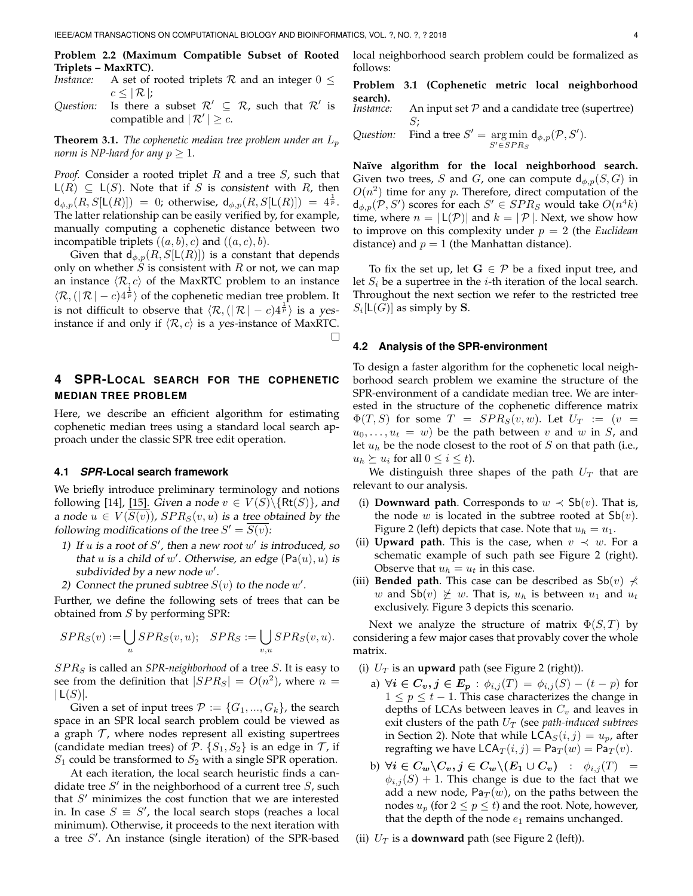**Problem 2.2 (Maximum Compatible Subset of Rooted Triplets – MaxRTC).**

*Instance:* A set of rooted triplets $\mathcal{R}$ and an integer $0 \leq c \leq |\mathcal{R}|$;

*Question:* Is there a subset $\mathcal{R}' \subseteq \mathcal{R}$, such that $\mathcal{R}'$ is compatible and $|\mathcal{R}'| \geq c$.

**Theorem 3.1.** *The cophenetic median tree problem under an $L_p$ norm is NP-hard for any $p \geq 1$.*

*Proof.* Consider a rooted triplet $R$ and a tree $S$, such that $\mathsf{L}(R) \subseteq \mathsf{L}(S)$. Note that if $S$ is *consistent* with $R$, then $\mathsf{d}_{\phi,p}(R, S[\mathsf{L}(R)]) = 0$; otherwise, $\mathsf{d}_{\phi,p}(R, S[\mathsf{L}(R)]) = 4^{\frac{1}{p}}$. The latter relationship can be easily verified by, for example, manually computing a cophenetic distance between two incompatible triplets $((a,b),c)$ and $((a,c),b)$.

Given that $\mathsf{d}_{\phi,p}(R, S[\mathsf{L}(R)])$ is a constant that depends only on whether $S$ is consistent with $R$ or not, we can map an instance $\langle \mathcal{R}, c\rangle$ of the MaxRTC problem to an instance $\langle \mathcal{R}, (|\mathcal{R}| - c)4^{\frac{1}{p}}\rangle$ of the cophenetic median tree problem. It is not difficult to observe that $\langle \mathcal{R}, (|\mathcal{R}| - c)4^{\frac{1}{p}}\rangle$ is a *yes*-instance if and only if $\langle \mathcal{R}, c\rangle$ is a *yes*-instance of MaxRTC. □

## 4 SPR-Local search for the cophenetic median tree problem

Here, we describe an efficient algorithm for estimating cophenetic median trees using a standard local search approach under the classic SPR tree edit operation.

### 4.1 *SPR*-Local search framework

We briefly introduce preliminary terminology and notions following [14], [15]. Given a node $v \in V(S)\backslash\{\mathsf{Rt}(S)\}$, and a node $u \in V(\overline{S(v)})$, $SPR_S(v,u)$ is a tree obtained by the following modifications of the tree $S' = \overline{S(v)}$:

1) If $u$ is a root of $S'$, then a new root $w'$ is introduced, so that $u$ is a child of $w'$. Otherwise, an edge $(\mathsf{Pa}(u), u)$ is subdivided by a new node $w'$.
2) Connect the pruned subtree $S(v)$ to the node $w'$.

Further, we define the following sets of trees that can be obtained from $S$ by performing SPR:

$$SPR_S(v) := \bigcup_u SPR_S(v,u); \quad SPR_S := \bigcup_{v,u} SPR_S(v,u).$$

$SPR_S$ is called an *SPR-neighborhood* of a tree $S$. It is easy to see from the definition that $|SPR_S| = O(n^2)$, where $n = |\mathsf{L}(S)|$.

Given a set of input trees $\mathcal{P} := \{G_1, ..., G_k\}$, the search space in an SPR local search problem could be viewed as a graph $\mathcal{T}$, where nodes represent all existing supertrees (candidate median trees) of $\mathcal{P}$. $\{S_1, S_2\}$ is an edge in $\mathcal{T}$, if $S_1$ could be transformed to $S_2$ with a single SPR operation.

At each iteration, the local search heuristic finds a candidate tree $S'$ in the neighborhood of a current tree $S$, such that $S'$ minimizes the cost function that we are interested in. In case $S \equiv S'$, the local search stops (reaches a local minimum). Otherwise, it proceeds to the next iteration with a tree $S'$. An instance (single iteration) of the SPR-based local neighborhood search problem could be formalized as follows:

**Problem 3.1 (Cophenetic metric local neighborhood search).**

*Instance:* An input set $\mathcal{P}$ and a candidate tree (supertree) $S$;

*Question:* Find a tree $S' = \underset{S' \in SPR_S}{\arg\min}\ \mathsf{d}_{\phi,p}(\mathcal{P}, S')$.

**Naïve algorithm for the local neighborhood search.** Given two trees, $S$ and $G$, one can compute $\mathsf{d}_{\phi,p}(S,G)$ in $O(n^2)$ time for any $p$. Therefore, direct computation of the $\mathsf{d}_{\phi,p}(\mathcal{P}, S')$ scores for each $S' \in SPR_S$ would take $O(n^4 k)$ time, where $n = |\mathsf{L}(\mathcal{P})|$ and $k = |\mathcal{P}|$. Next, we show how to improve on this complexity under $p = 2$ (the *Euclidean* distance) and $p = 1$ (the Manhattan distance).

To fix the set up, let $\mathbf{G} \in \mathcal{P}$ be a fixed input tree, and let $S_i$ be a supertree in the $i$-th iteration of the local search. Throughout the next section we refer to the restricted tree $S_i[\mathsf{L}(G)]$ as simply by $\mathbf{S}$.

### 4.2 Analysis of the SPR-environment

To design a faster algorithm for the cophenetic local neighborhood search problem we examine the structure of the SPR-environment of a candidate median tree. We are interested in the structure of the cophenetic difference matrix $\Phi(T,S)$ for some $T = SPR_S(v,w)$. Let $U_T := (v = u_0, \ldots, u_t = w)$ be the path between $v$ and $w$ in $S$, and let $u_h$ be the node closest to the root of $S$ on that path (i.e., $u_h \succeq u_i$ for all $0 \leq i \leq t$).

We distinguish three shapes of the path $U_T$ that are relevant to our analysis.

(i) **Downward path**. Corresponds to $w \prec \mathsf{Sb}(v)$. That is, the node $w$ is located in the subtree rooted at $\mathsf{Sb}(v)$. Figure 2 (left) depicts that case. Note that $u_h = u_1$.

(ii) **Upward path**. This is the case, when $v \prec w$. For a schematic example of such path see Figure 2 (right). Observe that $u_h = u_t$ in this case.

(iii) **Bended path**. This case can be described as $\mathsf{Sb}(v) \not\prec w$ and $\mathsf{Sb}(v) \not\succeq w$. That is, $u_h$ is between $u_1$ and $u_t$ exclusively. Figure 3 depicts this scenario.

Next we analyze the structure of matrix $\Phi(S,T)$ by considering a few major cases that provably cover the whole matrix.

(i) $U_T$ is an **upward** path (see Figure 2 (right)).

   a) $\forall \boldsymbol{i} \in \boldsymbol{C_v}, \boldsymbol{j} \in \boldsymbol{E_p}$ : $\phi_{i,j}(T) = \phi_{i,j}(S) - (t-p)$ for $1 \leq p \leq t-1$. This case characterizes the change in depths of LCAs between leaves in $C_v$ and leaves in exit clusters of the path $U_T$ (see *path-induced subtrees* in Section 2). Note that while $\mathsf{LCA}_S(i,j) = u_p$, after regrafting we have $\mathsf{LCA}_T(i,j) = \mathsf{Pa}_T(w) = \mathsf{Pa}_T(v)$.

   b) $\forall \boldsymbol{i} \in \boldsymbol{C_w} \backslash \boldsymbol{C_v}, \boldsymbol{j} \in \boldsymbol{C_w} \backslash (\boldsymbol{E_1} \cup \boldsymbol{C_v})$ : $\phi_{i,j}(T) = \phi_{i,j}(S) + 1$. This change is due to the fact that we add a new node, $\mathsf{Pa}_T(w)$, on the paths between the nodes $u_p$ (for $2 \leq p \leq t$) and the root. Note, however, that the depth of the node $e_1$ remains unchanged.

(ii) $U_T$ is a **downward** path (see Figure 2 (left)).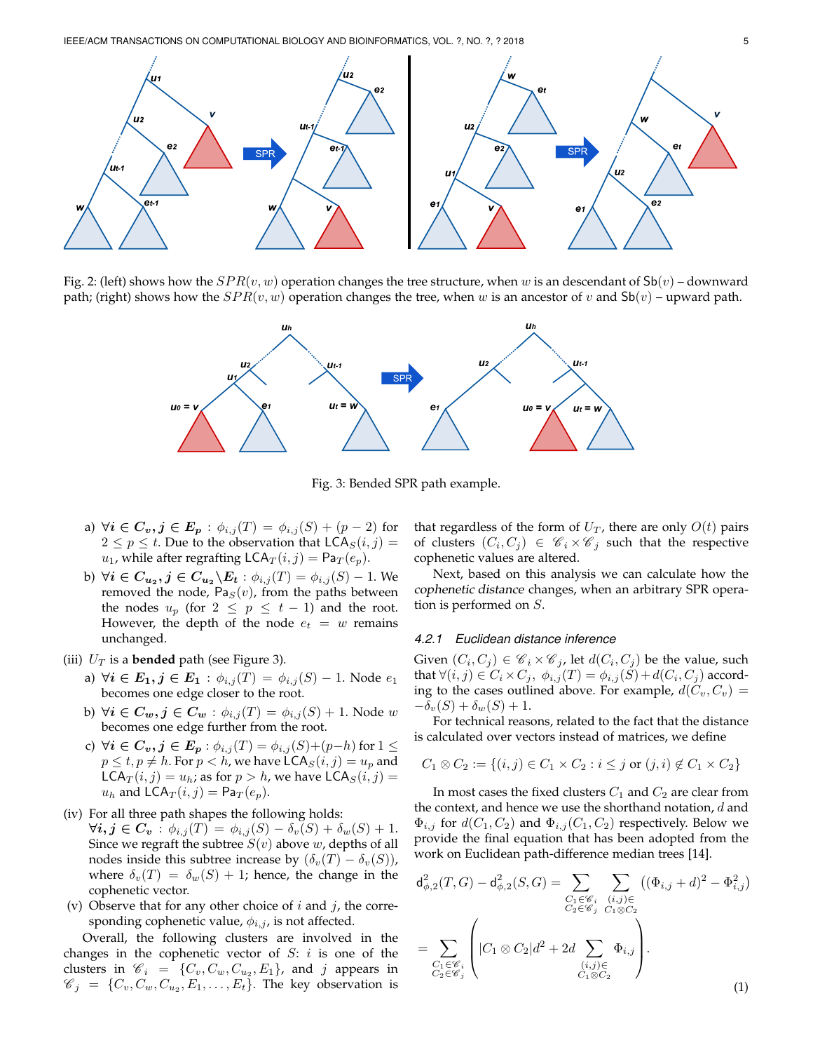Fig. 2: (left) shows how the $SPR(v, w)$ operation changes the tree structure, when $w$ is an descendant of $\mathsf{Sb}(v)$ – downward path; (right) shows how the $SPR(v, w)$ operation changes the tree, when $w$ is an ancestor of $v$ and $\mathsf{Sb}(v)$ – upward path.

Fig. 3: Bended SPR path example.

a) $\forall i \in C_v, j \in E_p : \phi_{i,j}(T) = \phi_{i,j}(S) + (p-2)$ for $2 \leq p \leq t$. Due to the observation that $\mathsf{LCA}_S(i,j) = u_1$, while after regrafting $\mathsf{LCA}_T(i,j) = \mathsf{Pa}_T(e_p)$.

b) $\forall i \in C_{u_2}, j \in C_{u_2} \backslash E_t : \phi_{i,j}(T) = \phi_{i,j}(S) - 1$. We removed the node, $\mathsf{Pa}_S(v)$, from the paths between the nodes $u_p$ (for $2 \leq p \leq t-1$) and the root. However, the depth of the node $e_t = w$ remains unchanged.

(iii) $U_T$ is a **bended** path (see Figure 3).

a) $\forall i \in E_1, j \in E_1 : \phi_{i,j}(T) = \phi_{i,j}(S) - 1$. Node $e_1$ becomes one edge closer to the root.

b) $\forall i \in C_w, j \in C_w : \phi_{i,j}(T) = \phi_{i,j}(S) + 1$. Node $w$ becomes one edge further from the root.

c) $\forall i \in C_v, j \in E_p : \phi_{i,j}(T) = \phi_{i,j}(S) + (p-h)$ for $1 \leq p \leq t, p \neq h$. For $p < h$, we have $\mathsf{LCA}_S(i,j) = u_p$ and $\mathsf{LCA}_T(i,j) = u_h$; as for $p > h$, we have $\mathsf{LCA}_S(i,j) = u_h$ and $\mathsf{LCA}_T(i,j) = \mathsf{Pa}_T(e_p)$.

(iv) For all three path shapes the following holds: $\forall i, j \in C_v : \phi_{i,j}(T) = \phi_{i,j}(S) - \delta_v(S) + \delta_w(S) + 1$. Since we regraft the subtree $S(v)$ above $w$, depths of all nodes inside this subtree increase by $(\delta_v(T) - \delta_v(S))$, where $\delta_v(T) = \delta_w(S) + 1$; hence, the change in the cophenetic vector.

(v) Observe that for any other choice of $i$ and $j$, the corresponding cophenetic value, $\phi_{i,j}$, is not affected.

Overall, the following clusters are involved in the changes in the cophenetic vector of $S$: $i$ is one of the clusters in $\mathscr{C}_i = \{C_v, C_w, C_{u_2}, E_1\}$, and $j$ appears in $\mathscr{C}_j = \{C_v, C_w, C_{u_2}, E_1, \ldots, E_t\}$. The key observation is that regardless of the form of $U_T$, there are only $O(t)$ pairs of clusters $(C_i, C_j) \in \mathscr{C}_i \times \mathscr{C}_j$ such that the respective cophenetic values are altered.

Next, based on this analysis we can calculate how the *cophenetic distance* changes, when an arbitrary SPR operation is performed on $S$.

#### 4.2.1 Euclidean distance inference

Given $(C_i, C_j) \in \mathscr{C}_i \times \mathscr{C}_j$, let $d(C_i, C_j)$ be the value, such that $\forall (i,j) \in C_i \times C_j,\ \phi_{i,j}(T) = \phi_{i,j}(S) + d(C_i, C_j)$ according to the cases outlined above. For example, $d(C_v, C_v) = -\delta_v(S) + \delta_w(S) + 1$.

For technical reasons, related to the fact that the distance is calculated over vectors instead of matrices, we define

$$C_1 \otimes C_2 := \{(i,j) \in C_1 \times C_2 : i \leq j \text{ or } (j,i) \notin C_1 \times C_2\}$$

In most cases the fixed clusters $C_1$ and $C_2$ are clear from the context, and hence we use the shorthand notation, $d$ and $\Phi_{i,j}$ for $d(C_1, C_2)$ and $\Phi_{i,j}(C_1, C_2)$ respectively. Below we provide the final equation that has been adopted from the work on Euclidean path-difference median trees [14].

$$\mathsf{d}^2_{\phi,2}(T,G) - \mathsf{d}^2_{\phi,2}(S,G) = \sum_{\substack{C_1 \in \mathscr{C}_i \\ C_2 \in \mathscr{C}_j}} \sum_{\substack{(i,j) \in \\ C_1 \otimes C_2}} \left((\Phi_{i,j} + d)^2 - \Phi^2_{i,j}\right)$$

$$= \sum_{\substack{C_1 \in \mathscr{C}_i \\ C_2 \in \mathscr{C}_j}} \left( |C_1 \otimes C_2| d^2 + 2d \sum_{\substack{(i,j) \in \\ C_1 \otimes C_2}} \Phi_{i,j} \right). \tag{1}$$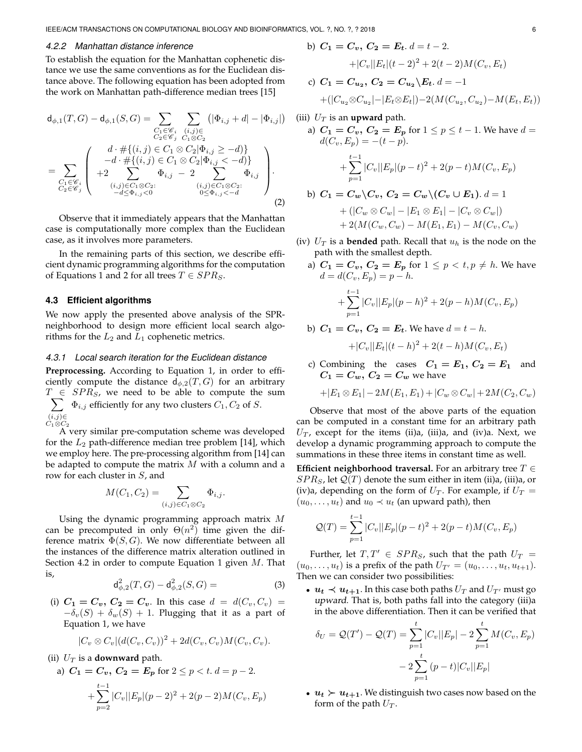#### 4.2.2 Manhattan distance inference

To establish the equation for the Manhattan cophenetic distance we use the same conventions as for the Euclidean distance above. The following equation has been adopted from the work on Manhattan path-difference median trees [15]

$$
\mathsf{d}_{\phi,1}(T,G) - \mathsf{d}_{\phi,1}(S,G) = \sum_{\substack{C_1 \in \mathscr{C}_i \\ C_2 \in \mathscr{C}_j}} \sum_{\substack{(i,j) \in \\ C_1 \otimes C_2}} \left( |\Phi_{i,j} + d| - |\Phi_{i,j}| \right)
$$

$$
= \sum_{\substack{C_1 \in \mathscr{C}_i \\ C_2 \in \mathscr{C}_j}} \left( \begin{array}{c} d \cdot \#\{(i,j) \in C_1 \otimes C_2 | \Phi_{i,j} \geq -d)\} \\ -d \cdot \#\{(i,j) \in C_1 \otimes C_2 | \Phi_{i,j} < -d)\} \\ +2 \displaystyle\sum_{\substack{(i,j) \in C_1 \otimes C_2: \\ -d \leq \Phi_{i,j} < 0}} \Phi_{i,j} \; - \; 2 \displaystyle\sum_{\substack{(i,j) \in C_1 \otimes C_2: \\ 0 \leq \Phi_{i,j} < -d}} \Phi_{i,j} \end{array} \right). \tag{2}
$$

Observe that it immediately appears that the Manhattan case is computationally more complex than the Euclidean case, as it involves more parameters.

In the remaining parts of this section, we describe efficient dynamic programming algorithms for the computation of Equations 1 and 2 for all trees $T \in SPR_S$.

### 4.3 Efficient algorithms

We now apply the presented above analysis of the SPR-neighborhood to design more efficient local search algorithms for the $L_2$ and $L_1$ cophenetic metrics.

#### 4.3.1 Local search iteration for the Euclidean distance

**Preprocessing.** According to Equation 1, in order to efficiently compute the distance $\mathsf{d}_{\phi,2}(T,G)$ for an arbitrary $T \in SPR_S$, we need to be able to compute the sum $\sum_{\substack{(i,j) \in \\ C_1 \otimes C_2}} \Phi_{i,j}$ efficiently for any two clusters $C_1, C_2$ of $S$.

A very similar pre-computation scheme was developed for the $L_2$ path-difference median tree problem [14], which we employ here. The pre-processing algorithm from [14] can be adapted to compute the matrix $M$ with a column and a row for each cluster in $S$, and

$$
M(C_1, C_2) = \sum_{(i,j) \in C_1 \otimes C_2} \Phi_{i,j}.
$$

Using the dynamic programming approach matrix $M$ can be precomputed in only $\Theta(n^2)$ time given the difference matrix $\Phi(S,G)$. We now differentiate between all the instances of the difference matrix alteration outlined in Section 4.2 in order to compute Equation 1 given $M$. That is,

$$
\mathsf{d}^2_{\phi,2}(T,G) - \mathsf{d}^2_{\phi,2}(S,G) = \tag{3}
$$

(i) $\boldsymbol{C_1 = C_v,\ C_2 = C_v}$. In this case $d = d(C_v, C_v) = -\delta_v(S) + \delta_w(S) + 1$. Plugging that it as a part of Equation 1, we have

$$
|C_v \otimes C_v|(d(C_v, C_v))^2 + 2d(C_v, C_v)M(C_v, C_v).
$$

(ii) $U_T$ is a **downward** path.

a) $\boldsymbol{C_1 = C_v,\ C_2 = E_p}$ for $2 \leq p < t$. $d = p - 2$.

$$
+\sum_{p=2}^{t-1} |C_v||E_p|(p-2)^2 + 2(p-2)M(C_v, E_p)
$$

b) $\boldsymbol{C_1 = C_v,\ C_2 = E_t}$. $d = t - 2$.

$$
+|C_v||E_t|(t-2)^2 + 2(t-2)M(C_v, E_t)
$$

c) $\boldsymbol{C_1 = C_{u_2},\ C_2 = C_{u_2} \backslash E_t}$. $d = -1$

$$
+(|C_{u_2} \otimes C_{u_2}| - |E_t \otimes E_t|) - 2(M(C_{u_2}, C_{u_2}) - M(E_t, E_t))
$$

(iii) $U_T$ is an **upward** path.

a) $\boldsymbol{C_1 = C_v,\ C_2 = E_p}$ for $1 \leq p \leq t-1$. We have $d = d(C_v, E_p) = -(t-p)$.

$$
+\sum_{p=1}^{t-1} |C_v||E_p|(p-t)^2 + 2(p-t)M(C_v, E_p)
$$

b) $\boldsymbol{C_1 = C_w \backslash C_v,\ C_2 = C_w \backslash (C_v \cup E_1)}$. $d = 1$

$$
\begin{aligned}
&+ (|C_w \otimes C_w| - |E_1 \otimes E_1| - |C_v \otimes C_w|) \\
&+ 2(M(C_w, C_w) - M(E_1, E_1) - M(C_v, C_w))
\end{aligned}
$$

(iv) $U_T$ is a **bended** path. Recall that $u_h$ is the node on the path with the smallest depth.

a) $\boldsymbol{C_1 = C_v,\ C_2 = E_p}$ for $1 \leq p < t, p \neq h$. We have $d = d(C_v, E_p) = p - h$.

$$
+\sum_{p=1}^{t-1} |C_v||E_p|(p-h)^2 + 2(p-h)M(C_v, E_p)
$$

b) $\boldsymbol{C_1 = C_v,\ C_2 = E_t}$. We have $d = t - h$.

$$
+|C_v||E_t|(t-h)^2 + 2(t-h)M(C_v, E_t)
$$

c) Combining the cases $\boldsymbol{C_1 = E_1,\ C_2 = E_1}$ and $\boldsymbol{C_1 = C_w,\ C_2 = C_w}$ we have

$$
+|E_1 \otimes E_1| - 2M(E_1, E_1) + |C_w \otimes C_w| + 2M(C_2, C_w)
$$

Observe that most of the above parts of the equation can be computed in a constant time for an arbitrary path $U_T$, except for the items (ii)a, (iii)a, and (iv)a. Next, we develop a dynamic programming approach to compute the summations in these three items in constant time as well.

**Efficient neighborhood traversal.** For an arbitrary tree $T \in SPR_S$, let $\mathcal{Q}(T)$ denote the sum either in item (ii)a, (iii)a, or (iv)a, depending on the form of $U_T$. For example, if $U_T = (u_0, \ldots, u_t)$ and $u_0 \prec u_t$ (an upward path), then

$$
\mathcal{Q}(T) = \sum_{p=1}^{t-1} |C_v||E_p|(p-t)^2 + 2(p-t)M(C_v, E_p)
$$

Further, let $T, T' \in SPR_S$, such that the path $U_T = (u_0, \ldots, u_t)$ is a prefix of the path $U_{T'} = (u_0, \ldots, u_t, u_{t+1})$. Then we can consider two possibilities:

- $\boldsymbol{u_t \prec u_{t+1}}$. In this case both paths $U_T$ and $U_{T'}$ must go *upward*. That is, both paths fall into the category (iii)a in the above differentiation. Then it can be verified that

$$
\begin{aligned}
\delta_U = \mathcal{Q}(T') - \mathcal{Q}(T) = \sum_{p=1}^{t} |C_v||E_p| - 2\sum_{p=1}^{t} M(C_v, E_p) \\
- 2\sum_{p=1}^{t} (p-t)|C_v||E_p|
\end{aligned}
$$

- $\boldsymbol{u_t \succ u_{t+1}}$. We distinguish two cases now based on the form of the path $U_T$.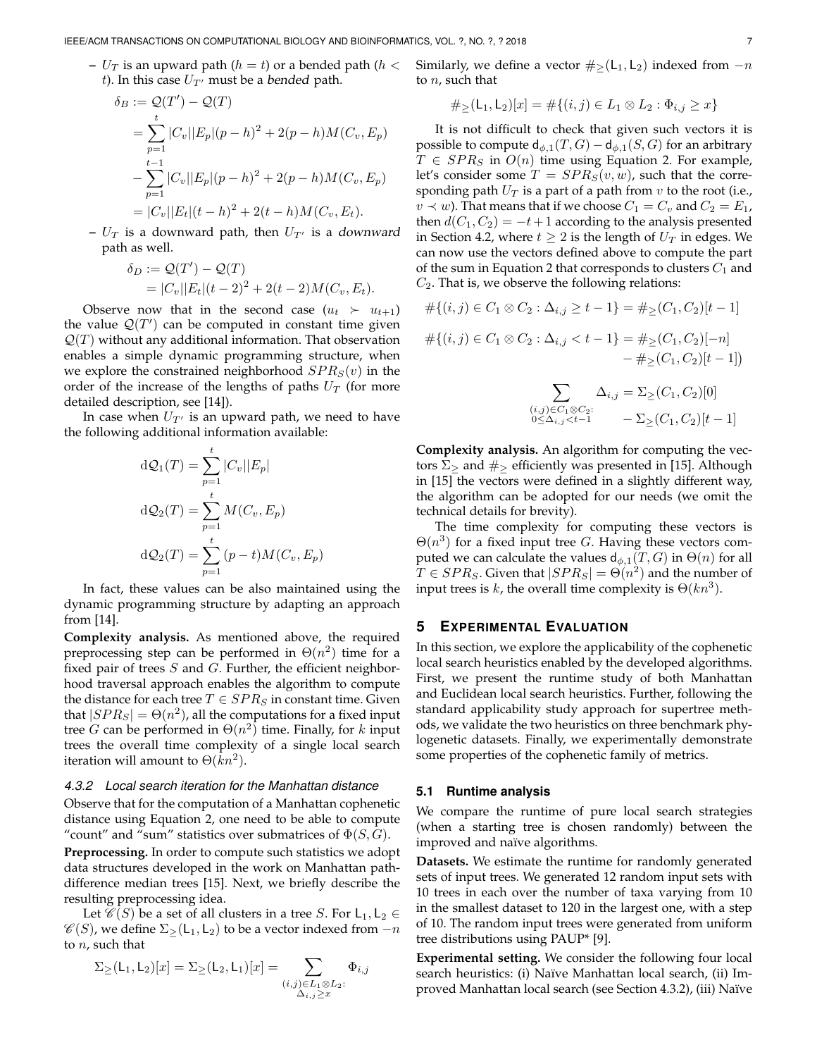– $U_T$ is an upward path ($h = t$) or a bended path ($h < t$). In this case $U_{T'}$ must be a *bended* path.

$$
\begin{aligned}
\delta_B &:= \mathcal{Q}(T') - \mathcal{Q}(T) \\
&= \sum_{p=1}^{t} |C_v||E_p|(p-h)^2 + 2(p-h)M(C_v, E_p) \\
&- \sum_{p=1}^{t-1} |C_v||E_p|(p-h)^2 + 2(p-h)M(C_v, E_p) \\
&= |C_v||E_t|(t-h)^2 + 2(t-h)M(C_v, E_t).
\end{aligned}
$$

– $U_T$ is a downward path, then $U_{T'}$ is a *downward* path as well.

$$
\begin{aligned}
\delta_D &:= \mathcal{Q}(T') - \mathcal{Q}(T) \\
&= |C_v||E_t|(t-2)^2 + 2(t-2)M(C_v, E_t).
\end{aligned}
$$

Observe now that in the second case ($u_t \succ u_{t+1}$) the value $\mathcal{Q}(T')$ can be computed in constant time given $\mathcal{Q}(T)$ without any additional information. That observation enables a simple dynamic programming structure, when we explore the constrained neighborhood $SPR_S(v)$ in the order of the increase of the lengths of paths $U_T$ (for more detailed description, see [14]).

In case when $U_{T'}$ is an upward path, we need to have the following additional information available:

$$
\mathrm{d}\mathcal{Q}_1(T) = \sum_{p=1}^{t} |C_v||E_p|
$$

$$
\mathrm{d}\mathcal{Q}_2(T) = \sum_{p=1}^{t} M(C_v, E_p)
$$

$$
\mathrm{d}\mathcal{Q}_2(T) = \sum_{p=1}^{t} (p-t)M(C_v, E_p)
$$

In fact, these values can be also maintained using the dynamic programming structure by adapting an approach from [14].

**Complexity analysis.** As mentioned above, the required preprocessing step can be performed in $\Theta(n^2)$ time for a fixed pair of trees $S$ and $G$. Further, the efficient neighborhood traversal approach enables the algorithm to compute the distance for each tree $T \in SPR_S$ in constant time. Given that $|SPR_S| = \Theta(n^2)$, all the computations for a fixed input tree $G$ can be performed in $\Theta(n^2)$ time. Finally, for $k$ input trees the overall time complexity of a single local search iteration will amount to $\Theta(kn^2)$.

#### 4.3.2 Local search iteration for the Manhattan distance

Observe that for the computation of a Manhattan cophenetic distance using Equation 2, one need to be able to compute "count" and "sum" statistics over submatrices of $\Phi(S, G)$.

**Preprocessing.** In order to compute such statistics we adopt data structures developed in the work on Manhattan path-difference median trees [15]. Next, we briefly describe the resulting preprocessing idea.

Let $\mathscr{C}(S)$ be a set of all clusters in a tree $S$. For $\mathsf{L}_1, \mathsf{L}_2 \in \mathscr{C}(S)$, we define $\Sigma_{\geq}(\mathsf{L}_1, \mathsf{L}_2)$ to be a vector indexed from $-n$ to $n$, such that

$$
\Sigma_{\geq}(\mathsf{L}_1, \mathsf{L}_2)[x] = \Sigma_{\geq}(\mathsf{L}_2, \mathsf{L}_1)[x] = \sum_{\substack{(i,j) \in L_1 \otimes L_2: \\ \Delta_{i,j} \geq x}} \Phi_{i,j}
$$

Similarly, we define a vector $\#_{\geq}(\mathsf{L}_1, \mathsf{L}_2)$ indexed from $-n$ to $n$, such that

$$
\#_{\geq}(\mathsf{L}_1, \mathsf{L}_2)[x] = \#\{(i,j) \in L_1 \otimes L_2 : \Phi_{i,j} \geq x\}
$$

It is not difficult to check that given such vectors it is possible to compute $\mathsf{d}_{\phi,1}(T, G) - \mathsf{d}_{\phi,1}(S, G)$ for an arbitrary $T \in SPR_S$ in $O(n)$ time using Equation 2. For example, let's consider some $T = SPR_S(v, w)$, such that the corresponding path $U_T$ is a part of a path from $v$ to the root (i.e., $v \prec w$). That means that if we choose $C_1 = C_v$ and $C_2 = E_1$, then $d(C_1, C_2) = -t + 1$ according to the analysis presented in Section 4.2, where $t \geq 2$ is the length of $U_T$ in edges. We can now use the vectors defined above to compute the part of the sum in Equation 2 that corresponds to clusters $C_1$ and $C_2$. That is, we observe the following relations:

$$
\#\{(i,j) \in C_1 \otimes C_2 : \Delta_{i,j} \geq t-1\} = \#_{\geq}(C_1, C_2)[t-1]
$$

$$
\#\{(i,j) \in C_1 \otimes C_2 : \Delta_{i,j} < t-1\} = \#_{\geq}(C_1, C_2)[-n] - \#_{\geq}(C_1, C_2)[t-1])
$$

$$
\sum_{\substack{(i,j) \in C_1 \otimes C_2: \\ 0 \leq \Delta_{i,j} < t-1}} \Delta_{i,j} = \Sigma_{\geq}(C_1, C_2)[0] - \Sigma_{\geq}(C_1, C_2)[t-1]
$$

**Complexity analysis.** An algorithm for computing the vectors $\Sigma_{\geq}$ and $\#_{\geq}$ efficiently was presented in [15]. Although in [15] the vectors were defined in a slightly different way, the algorithm can be adopted for our needs (we omit the technical details for brevity).

The time complexity for computing these vectors is $\Theta(n^3)$ for a fixed input tree $G$. Having these vectors computed we can calculate the values $\mathsf{d}_{\phi,1}(T, G)$ in $\Theta(n)$ for all $T \in SPR_S$. Given that $|SPR_S| = \Theta(n^2)$ and the number of input trees is $k$, the overall time complexity is $\Theta(kn^3)$.

## 5 Experimental Evaluation

In this section, we explore the applicability of the cophenetic local search heuristics enabled by the developed algorithms. First, we present the runtime study of both Manhattan and Euclidean local search heuristics. Further, following the standard applicability study approach for supertree methods, we validate the two heuristics on three benchmark phylogenetic datasets. Finally, we experimentally demonstrate some properties of the cophenetic family of metrics.

### 5.1 Runtime analysis

We compare the runtime of pure local search strategies (when a starting tree is chosen randomly) between the improved and naïve algorithms.

**Datasets.** We estimate the runtime for randomly generated sets of input trees. We generated 12 random input sets with 10 trees in each over the number of taxa varying from 10 in the smallest dataset to 120 in the largest one, with a step of 10. The random input trees were generated from uniform tree distributions using PAUP* [9].

**Experimental setting.** We consider the following four local search heuristics: (i) Naïve Manhattan local search, (ii) Improved Manhattan local search (see Section 4.3.2), (iii) Naïve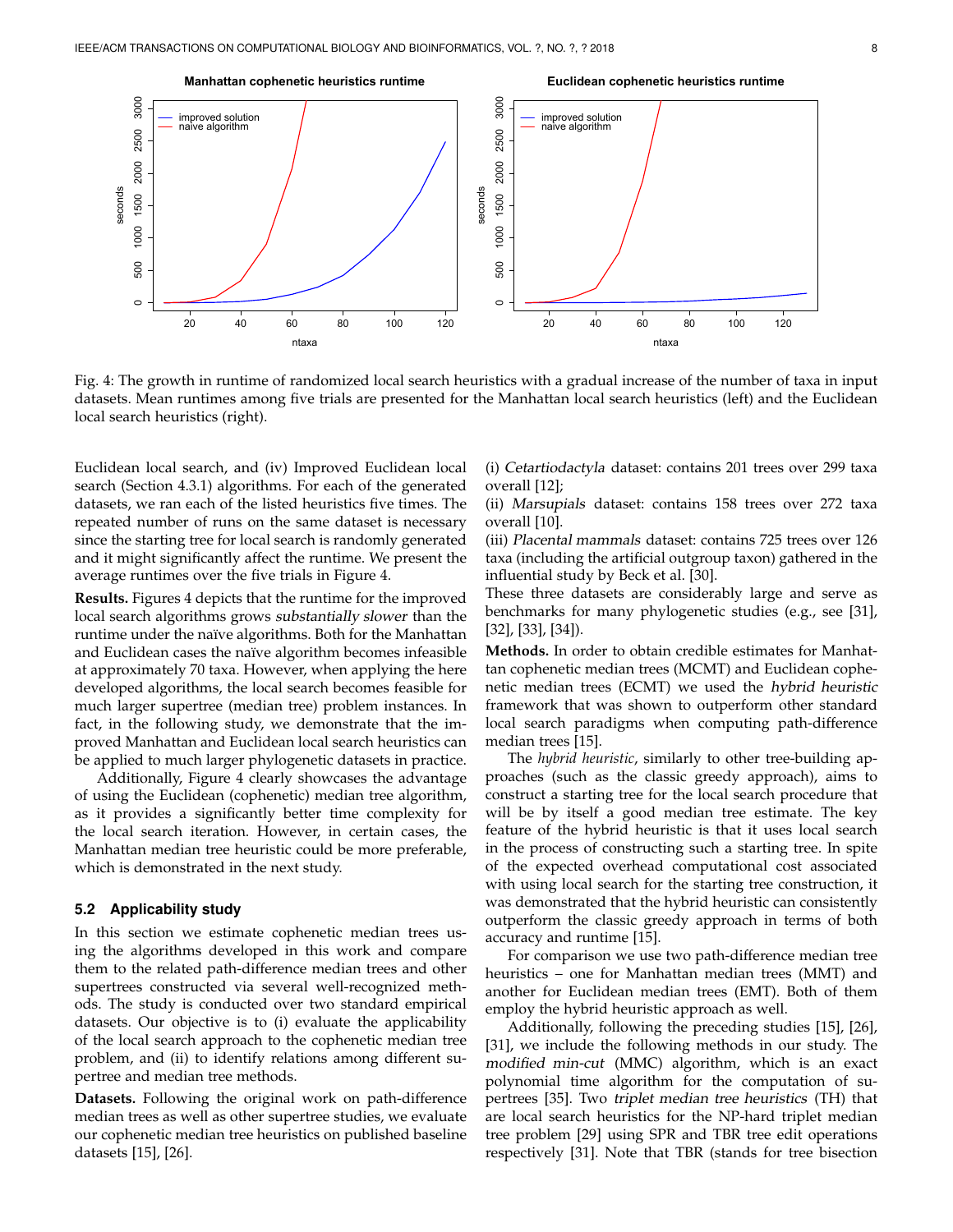Fig. 4: The growth in runtime of randomized local search heuristics with a gradual increase of the number of taxa in input datasets. Mean runtimes among five trials are presented for the Manhattan local search heuristics (left) and the Euclidean local search heuristics (right).

Euclidean local search, and (iv) Improved Euclidean local search (Section 4.3.1) algorithms. For each of the generated datasets, we ran each of the listed heuristics five times. The repeated number of runs on the same dataset is necessary since the starting tree for local search is randomly generated and it might significantly affect the runtime. We present the average runtimes over the five trials in Figure 4.

**Results.** Figures 4 depicts that the runtime for the improved local search algorithms grows *substantially slower* than the runtime under the naïve algorithms. Both for the Manhattan and Euclidean cases the naïve algorithm becomes infeasible at approximately 70 taxa. However, when applying the here developed algorithms, the local search becomes feasible for much larger supertree (median tree) problem instances. In fact, in the following study, we demonstrate that the improved Manhattan and Euclidean local search heuristics can be applied to much larger phylogenetic datasets in practice.

Additionally, Figure 4 clearly showcases the advantage of using the Euclidean (cophenetic) median tree algorithm, as it provides a significantly better time complexity for the local search iteration. However, in certain cases, the Manhattan median tree heuristic could be more preferable, which is demonstrated in the next study.

### 5.2 Applicability study

In this section we estimate cophenetic median trees using the algorithms developed in this work and compare them to the related path-difference median trees and other supertrees constructed via several well-recognized methods. The study is conducted over two standard empirical datasets. Our objective is to (i) evaluate the applicability of the local search approach to the cophenetic median tree problem, and (ii) to identify relations among different supertree and median tree methods.

**Datasets.** Following the original work on path-difference median trees as well as other supertree studies, we evaluate our cophenetic median tree heuristics on published baseline datasets [15], [26].

(i) *Cetartiodactyla* dataset: contains 201 trees over 299 taxa overall [12];

(ii) *Marsupials* dataset: contains 158 trees over 272 taxa overall [10].

(iii) *Placental mammals* dataset: contains 725 trees over 126 taxa (including the artificial outgroup taxon) gathered in the influential study by Beck et al. [30].

These three datasets are considerably large and serve as benchmarks for many phylogenetic studies (e.g., see [31], [32], [33], [34]).

**Methods.** In order to obtain credible estimates for Manhattan cophenetic median trees (MCMT) and Euclidean cophenetic median trees (ECMT) we used the *hybrid heuristic* framework that was shown to outperform other standard local search paradigms when computing path-difference median trees [15].

The *hybrid heuristic*, similarly to other tree-building approaches (such as the classic greedy approach), aims to construct a starting tree for the local search procedure that will be by itself a good median tree estimate. The key feature of the hybrid heuristic is that it uses local search in the process of constructing such a starting tree. In spite of the expected overhead computational cost associated with using local search for the starting tree construction, it was demonstrated that the hybrid heuristic can consistently outperform the classic greedy approach in terms of both accuracy and runtime [15].

For comparison we use two path-difference median tree heuristics – one for Manhattan median trees (MMT) and another for Euclidean median trees (EMT). Both of them employ the hybrid heuristic approach as well.

Additionally, following the preceding studies [15], [26], [31], we include the following methods in our study. The *modified min-cut* (MMC) algorithm, which is an exact polynomial time algorithm for the computation of supertrees [35]. Two *triplet median tree heuristics* (TH) that are local search heuristics for the NP-hard triplet median tree problem [29] using SPR and TBR tree edit operations respectively [31]. Note that TBR (stands for tree bisection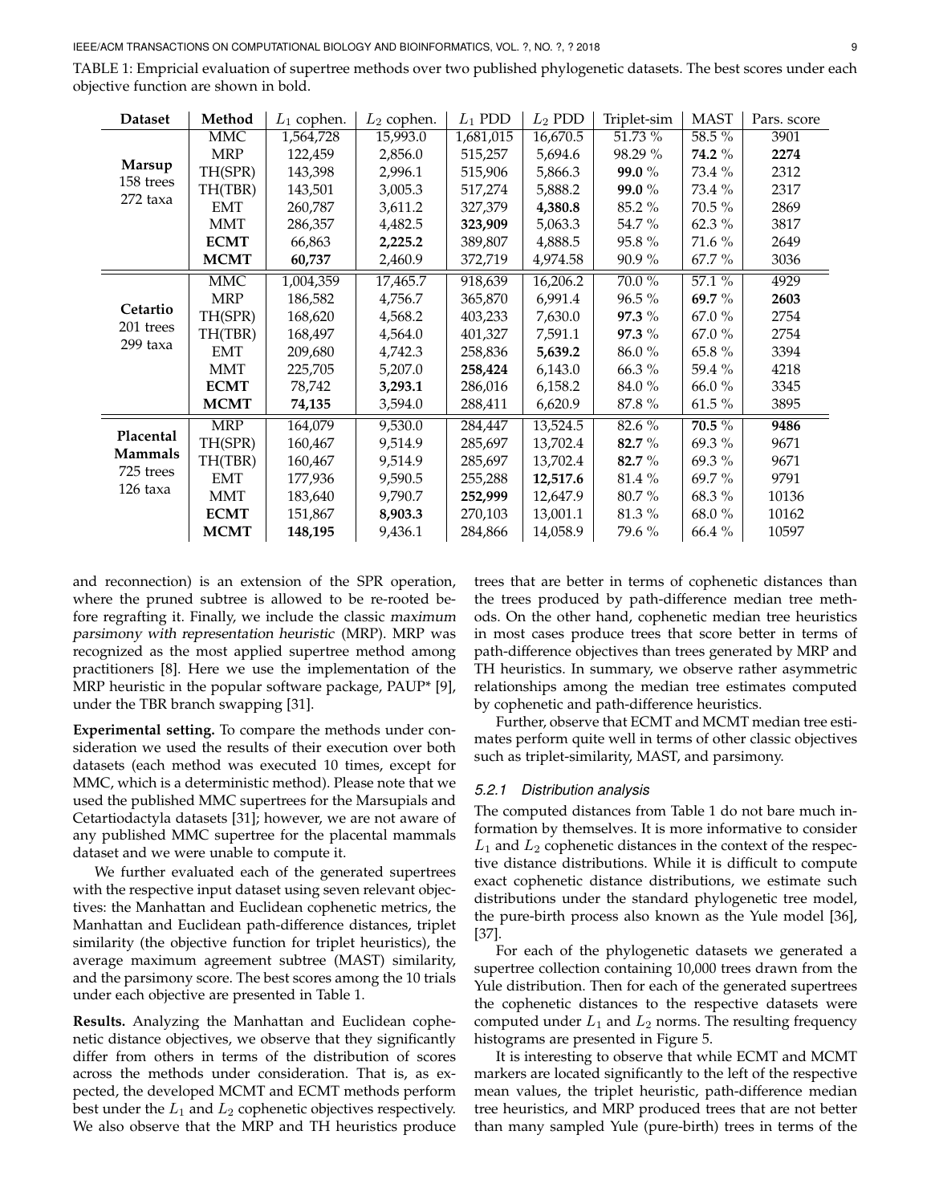TABLE 1: Empricial evaluation of supertree methods over two published phylogenetic datasets. The best scores under each objective function are shown in bold.

| Dataset | Method | $L_1$ cophen. | $L_2$ cophen. | $L_1$ PDD | $L_2$ PDD | Triplet-sim | MAST | Pars. score |
|---|---|---|---|---|---|---|---|---|
| **Marsup** 158 trees 272 taxa | MMC | 1,564,728 | 15,993.0 | 1,681,015 | 16,670.5 | 51.73 % | 58.5 % | 3901 |
| | MRP | 122,459 | 2,856.0 | 515,257 | 5,694.6 | 98.29 % | **74.2** % | **2274** |
| | TH(SPR) | 143,398 | 2,996.1 | 515,906 | 5,866.3 | **99.0** % | 73.4 % | 2312 |
| | TH(TBR) | 143,501 | 3,005.3 | 517,274 | 5,888.2 | **99.0** % | 73.4 % | 2317 |
| | EMT | 260,787 | 3,611.2 | 327,379 | **4,380.8** | 85.2 % | 70.5 % | 2869 |
| | MMT | 286,357 | 4,482.5 | **323,909** | 5,063.3 | 54.7 % | 62.3 % | 3817 |
| | **ECMT** | 66,863 | **2,225.2** | 389,807 | 4,888.5 | 95.8 % | 71.6 % | 2649 |
| | **MCMT** | **60,737** | 2,460.9 | 372,719 | 4,974.58 | 90.9 % | 67.7 % | 3036 |
| **Cetartio** 201 trees 299 taxa | MMC | 1,004,359 | 17,465.7 | 918,639 | 16,206.2 | 70.0 % | 57.1 % | 4929 |
| | MRP | 186,582 | 4,756.7 | 365,870 | 6,991.4 | 96.5 % | **69.7** % | **2603** |
| | TH(SPR) | 168,620 | 4,568.2 | 403,233 | 7,630.0 | **97.3** % | 67.0 % | 2754 |
| | TH(TBR) | 168,497 | 4,564.0 | 401,327 | 7,591.1 | **97.3** % | 67.0 % | 2754 |
| | EMT | 209,680 | 4,742.3 | 258,836 | **5,639.2** | 86.0 % | 65.8 % | 3394 |
| | MMT | 225,705 | 5,207.0 | **258,424** | 6,143.0 | 66.3 % | 59.4 % | 4218 |
| | **ECMT** | 78,742 | **3,293.1** | 286,016 | 6,158.2 | 84.0 % | 66.0 % | 3345 |
| | **MCMT** | **74,135** | 3,594.0 | 288,411 | 6,620.9 | 87.8 % | 61.5 % | 3895 |
| **Placental Mammals** 725 trees 126 taxa | MRP | 164,079 | 9,530.0 | 284,447 | 13,524.5 | 82.6 % | **70.5** % | **9486** |
| | TH(SPR) | 160,467 | 9,514.9 | 285,697 | 13,702.4 | **82.7** % | 69.3 % | 9671 |
| | TH(TBR) | 160,467 | 9,514.9 | 285,697 | 13,702.4 | **82.7** % | 69.3 % | 9671 |
| | EMT | 177,936 | 9,590.5 | 255,288 | **12,517.6** | 81.4 % | 69.7 % | 9791 |
| | MMT | 183,640 | 9,790.7 | **252,999** | 12,647.9 | 80.7 % | 68.3 % | 10136 |
| | **ECMT** | 151,867 | **8,903.3** | 270,103 | 13,001.1 | 81.3 % | 68.0 % | 10162 |
| | **MCMT** | **148,195** | 9,436.1 | 284,866 | 14,058.9 | 79.6 % | 66.4 % | 10597 |

and reconnection) is an extension of the SPR operation, where the pruned subtree is allowed to be re-rooted before regrafting it. Finally, we include the classic *maximum parsimony with representation heuristic* (MRP). MRP was recognized as the most applied supertree method among practitioners [8]. Here we use the implementation of the MRP heuristic in the popular software package, PAUP* [9], under the TBR branch swapping [31].

**Experimental setting.** To compare the methods under consideration we used the results of their execution over both datasets (each method was executed 10 times, except for MMC, which is a deterministic method). Please note that we used the published MMC supertrees for the Marsupials and Cetartiodactyla datasets [31]; however, we are not aware of any published MMC supertree for the placental mammals dataset and we were unable to compute it.

We further evaluated each of the generated supertrees with the respective input dataset using seven relevant objectives: the Manhattan and Euclidean cophenetic metrics, the Manhattan and Euclidean path-difference distances, triplet similarity (the objective function for triplet heuristics), the average maximum agreement subtree (MAST) similarity, and the parsimony score. The best scores among the 10 trials under each objective are presented in Table 1.

**Results.** Analyzing the Manhattan and Euclidean cophenetic distance objectives, we observe that they significantly differ from others in terms of the distribution of scores across the methods under consideration. That is, as expected, the developed MCMT and ECMT methods perform best under the $L_1$ and $L_2$ cophenetic objectives respectively. We also observe that the MRP and TH heuristics produce trees that are better in terms of cophenetic distances than the trees produced by path-difference median tree methods. On the other hand, cophenetic median tree heuristics in most cases produce trees that score better in terms of path-difference objectives than trees generated by MRP and TH heuristics. In summary, we observe rather asymmetric relationships among the median tree estimates computed by cophenetic and path-difference heuristics.

Further, observe that ECMT and MCMT median tree estimates perform quite well in terms of other classic objectives such as triplet-similarity, MAST, and parsimony.

### 5.2.1 Distribution analysis

The computed distances from Table 1 do not bare much information by themselves. It is more informative to consider $L_1$ and $L_2$ cophenetic distances in the context of the respective distance distributions. While it is difficult to compute exact cophenetic distance distributions, we estimate such distributions under the standard phylogenetic tree model, the pure-birth process also known as the Yule model [36], [37].

For each of the phylogenetic datasets we generated a supertree collection containing 10,000 trees drawn from the Yule distribution. Then for each of the generated supertrees the cophenetic distances to the respective datasets were computed under $L_1$ and $L_2$ norms. The resulting frequency histograms are presented in Figure 5.

It is interesting to observe that while ECMT and MCMT markers are located significantly to the left of the respective mean values, the triplet heuristic, path-difference median tree heuristics, and MRP produced trees that are not better than many sampled Yule (pure-birth) trees in terms of the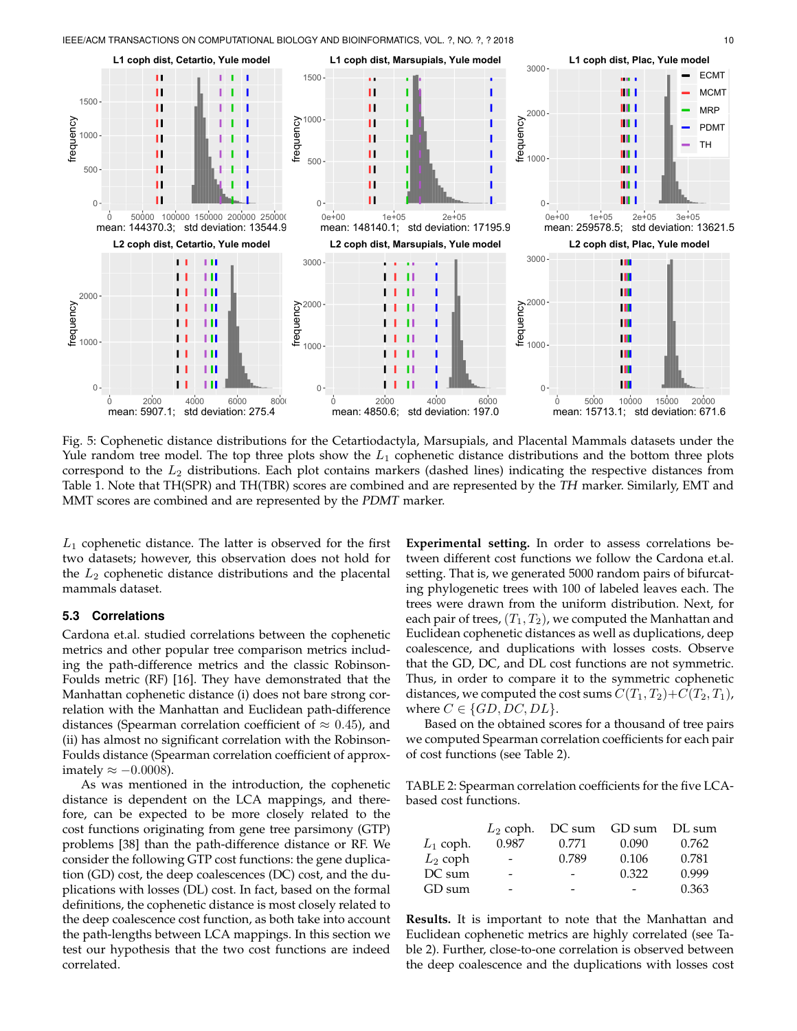Fig. 5: Cophenetic distance distributions for the Cetartiodactyla, Marsupials, and Placental Mammals datasets under the Yule random tree model. The top three plots show the $L_1$ cophenetic distance distributions and the bottom three plots correspond to the $L_2$ distributions. Each plot contains markers (dashed lines) indicating the respective distances from Table 1. Note that TH(SPR) and TH(TBR) scores are combined and are represented by the *TH* marker. Similarly, EMT and MMT scores are combined and are represented by the *PDMT* marker.

$L_1$ cophenetic distance. The latter is observed for the first two datasets; however, this observation does not hold for the $L_2$ cophenetic distance distributions and the placental mammals dataset.

### 5.3 Correlations

Cardona et.al. studied correlations between the cophenetic metrics and other popular tree comparison metrics including the path-difference metrics and the classic Robinson-Foulds metric (RF) [16]. They have demonstrated that the Manhattan cophenetic distance (i) does not bare strong correlation with the Manhattan and Euclidean path-difference distances (Spearman correlation coefficient of $\approx 0.45$), and (ii) has almost no significant correlation with the Robinson-Foulds distance (Spearman correlation coefficient of approximately $\approx -0.0008$).

As was mentioned in the introduction, the cophenetic distance is dependent on the LCA mappings, and therefore, can be expected to be more closely related to the cost functions originating from gene tree parsimony (GTP) problems [38] than the path-difference distance or RF. We consider the following GTP cost functions: the gene duplication (GD) cost, the deep coalescences (DC) cost, and the duplications with losses (DL) cost. In fact, based on the formal definitions, the cophenetic distance is most closely related to the deep coalescence cost function, as both take into account the path-lengths between LCA mappings. In this section we test our hypothesis that the two cost functions are indeed correlated.

**Experimental setting.** In order to assess correlations between different cost functions we follow the Cardona et.al. setting. That is, we generated 5000 random pairs of bifurcating phylogenetic trees with 100 of labeled leaves each. The trees were drawn from the uniform distribution. Next, for each pair of trees, $(T_1, T_2)$, we computed the Manhattan and Euclidean cophenetic distances as well as duplications, deep coalescence, and duplications with losses costs. Observe that the GD, DC, and DL cost functions are not symmetric. Thus, in order to compare it to the symmetric cophenetic distances, we computed the cost sums $C(T_1, T_2)+C(T_2, T_1)$, where $C \in \{GD, DC, DL\}$.

Based on the obtained scores for a thousand of tree pairs we computed Spearman correlation coefficients for each pair of cost functions (see Table 2).

TABLE 2: Spearman correlation coefficients for the five LCA-based cost functions.

| | $L_2$ coph. | DC sum | GD sum | DL sum |
|---|---|---|---|---|
| $L_1$ coph. | 0.987 | 0.771 | 0.090 | 0.762 |
| $L_2$ coph | - | 0.789 | 0.106 | 0.781 |
| DC sum | - | - | 0.322 | 0.999 |
| GD sum | - | - | - | 0.363 |

**Results.** It is important to note that the Manhattan and Euclidean cophenetic metrics are highly correlated (see Table 2). Further, close-to-one correlation is observed between the deep coalescence and the duplications with losses cost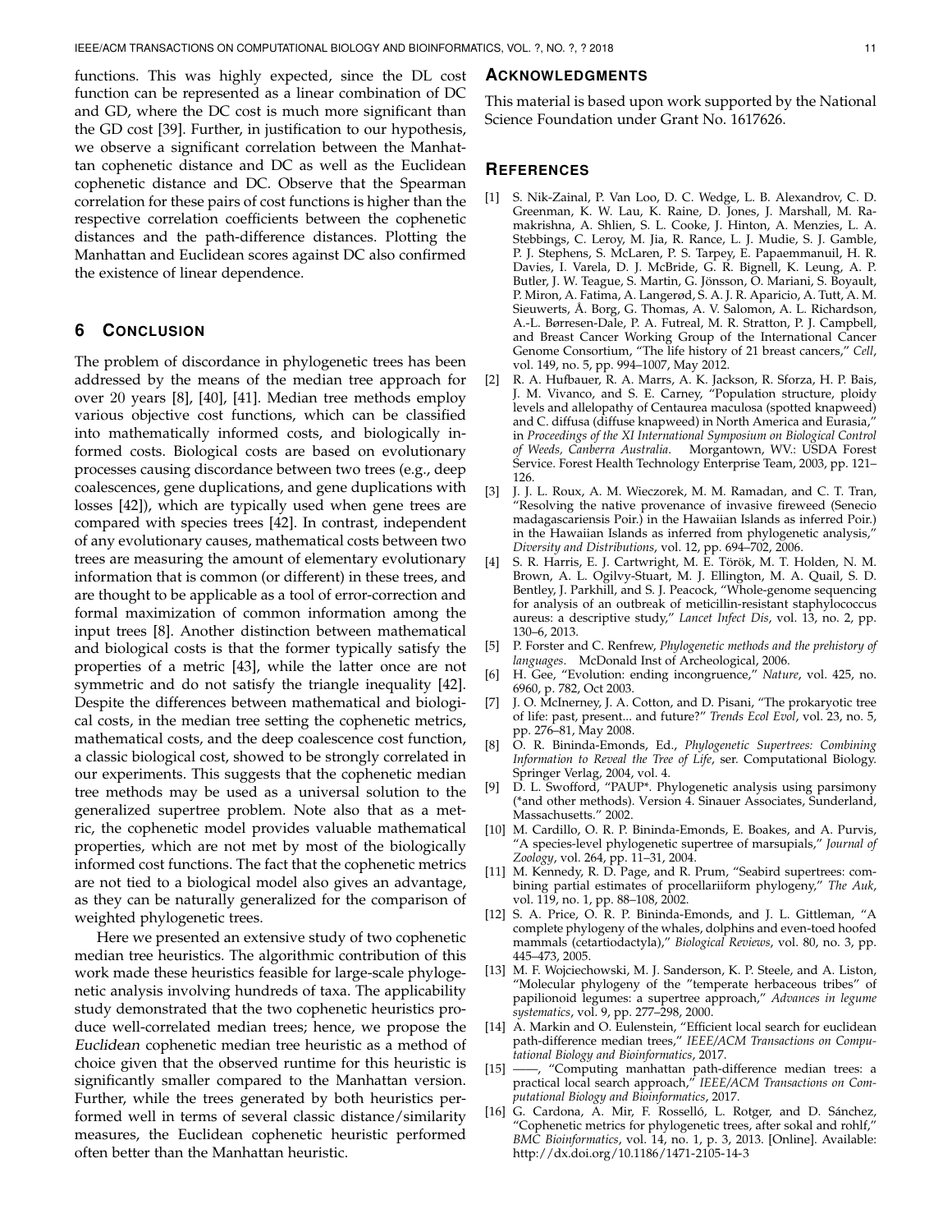functions. This was highly expected, since the DL cost function can be represented as a linear combination of DC and GD, where the DC cost is much more significant than the GD cost [39]. Further, in justification to our hypothesis, we observe a significant correlation between the Manhattan cophenetic distance and DC as well as the Euclidean cophenetic distance and DC. Observe that the Spearman correlation for these pairs of cost functions is higher than the respective correlation coefficients between the cophenetic distances and the path-difference distances. Plotting the Manhattan and Euclidean scores against DC also confirmed the existence of linear dependence.

## 6 Conclusion

The problem of discordance in phylogenetic trees has been addressed by the means of the median tree approach for over 20 years [8], [40], [41]. Median tree methods employ various objective cost functions, which can be classified into mathematically informed costs, and biologically informed costs. Biological costs are based on evolutionary processes causing discordance between two trees (e.g., deep coalescences, gene duplications, and gene duplications with losses [42]), which are typically used when gene trees are compared with species trees [42]. In contrast, independent of any evolutionary causes, mathematical costs between two trees are measuring the amount of elementary evolutionary information that is common (or different) in these trees, and are thought to be applicable as a tool of error-correction and formal maximization of common information among the input trees [8]. Another distinction between mathematical and biological costs is that the former typically satisfy the properties of a metric [43], while the latter once are not symmetric and do not satisfy the triangle inequality [42]. Despite the differences between mathematical and biological costs, in the median tree setting the cophenetic metrics, mathematical costs, and the deep coalescence cost function, a classic biological cost, showed to be strongly correlated in our experiments. This suggests that the cophenetic median tree methods may be used as a universal solution to the generalized supertree problem. Note also that as a metric, the cophenetic model provides valuable mathematical properties, which are not met by most of the biologically informed cost functions. The fact that the cophenetic metrics are not tied to a biological model also gives an advantage, as they can be naturally generalized for the comparison of weighted phylogenetic trees.

Here we presented an extensive study of two cophenetic median tree heuristics. The algorithmic contribution of this work made these heuristics feasible for large-scale phylogenetic analysis involving hundreds of taxa. The applicability study demonstrated that the two cophenetic heuristics produce well-correlated median trees; hence, we propose the *Euclidean* cophenetic median tree heuristic as a method of choice given that the observed runtime for this heuristic is significantly smaller compared to the Manhattan version. Further, while the trees generated by both heuristics performed well in terms of several classic distance/similarity measures, the Euclidean cophenetic heuristic performed often better than the Manhattan heuristic.

## Acknowledgments

This material is based upon work supported by the National Science Foundation under Grant No. 1617626.

## References

[1] S. Nik-Zainal, P. Van Loo, D. C. Wedge, L. B. Alexandrov, C. D. Greenman, K. W. Lau, K. Raine, D. Jones, J. Marshall, M. Ramakrishna, A. Shlien, S. L. Cooke, J. Hinton, A. Menzies, L. A. Stebbings, C. Leroy, M. Jia, R. Rance, L. J. Mudie, S. J. Gamble, P. J. Stephens, S. McLaren, P. S. Tarpey, E. Papaemmanuil, H. R. Davies, I. Varela, D. J. McBride, G. R. Bignell, K. Leung, A. P. Butler, J. W. Teague, S. Martin, G. Jönsson, O. Mariani, S. Boyault, P. Miron, A. Fatima, A. Langerød, S. A. J. R. Aparicio, A. Tutt, A. M. Sieuwerts, Å. Borg, G. Thomas, A. V. Salomon, A. L. Richardson, A.-L. Børresen-Dale, P. A. Futreal, M. R. Stratton, P. J. Campbell, and Breast Cancer Working Group of the International Cancer Genome Consortium, "The life history of 21 breast cancers," *Cell*, vol. 149, no. 5, pp. 994–1007, May 2012.

[2] R. A. Hufbauer, R. A. Marrs, A. K. Jackson, R. Sforza, H. P. Bais, J. M. Vivanco, and S. E. Carney, "Population structure, ploidy levels and allelopathy of Centaurea maculosa (spotted knapweed) and C. diffusa (diffuse knapweed) in North America and Eurasia," in *Proceedings of the XI International Symposium on Biological Control of Weeds, Canberra Australia*. Morgantown, WV.: USDA Forest Service. Forest Health Technology Enterprise Team, 2003, pp. 121–126.

[3] J. J. L. Roux, A. M. Wieczorek, M. M. Ramadan, and C. T. Tran, "Resolving the native provenance of invasive fireweed (Senecio madagascariensis Poir.) in the Hawaiian Islands as inferred Poir.) in the Hawaiian Islands as inferred from phylogenetic analysis," *Diversity and Distributions*, vol. 12, pp. 694–702, 2006.

[4] S. R. Harris, E. J. Cartwright, M. E. Török, M. T. Holden, N. M. Brown, A. L. Ogilvy-Stuart, M. J. Ellington, M. A. Quail, S. D. Bentley, J. Parkhill, and S. J. Peacock, "Whole-genome sequencing for analysis of an outbreak of meticillin-resistant staphylococcus aureus: a descriptive study," *Lancet Infect Dis*, vol. 13, no. 2, pp. 130–6, 2013.

[5] P. Forster and C. Renfrew, *Phylogenetic methods and the prehistory of languages*. McDonald Inst of Archeological, 2006.

[6] H. Gee, "Evolution: ending incongruence," *Nature*, vol. 425, no. 6960, p. 782, Oct 2003.

[7] J. O. McInerney, J. A. Cotton, and D. Pisani, "The prokaryotic tree of life: past, present... and future?" *Trends Ecol Evol*, vol. 23, no. 5, pp. 276–81, May 2008.

[8] O. R. Bininda-Emonds, Ed., *Phylogenetic Supertrees: Combining Information to Reveal the Tree of Life*, ser. Computational Biology. Springer Verlag, 2004, vol. 4.

[9] D. L. Swofford, "PAUP*. Phylogenetic analysis using parsimony (*and other methods). Version 4. Sinauer Associates, Sunderland, Massachusetts." 2002.

[10] M. Cardillo, O. R. P. Bininda-Emonds, E. Boakes, and A. Purvis, "A species-level phylogenetic supertree of marsupials," *Journal of Zoology*, vol. 264, pp. 11–31, 2004.

[11] M. Kennedy, R. D. Page, and R. Prum, "Seabird supertrees: combining partial estimates of procellariiform phylogeny," *The Auk*, vol. 119, no. 1, pp. 88–108, 2002.

[12] S. A. Price, O. R. P. Bininda-Emonds, and J. L. Gittleman, "A complete phylogeny of the whales, dolphins and even-toed hoofed mammals (cetartiodactyla)," *Biological Reviews*, vol. 80, no. 3, pp. 445–473, 2005.

[13] M. F. Wojciechowski, M. J. Sanderson, K. P. Steele, and A. Liston, "Molecular phylogeny of the "temperate herbaceous tribes" of papilionoid legumes: a supertree approach," *Advances in legume systematics*, vol. 9, pp. 277–298, 2000.

[14] A. Markin and O. Eulenstein, "Efficient local search for euclidean path-difference median trees," *IEEE/ACM Transactions on Computational Biology and Bioinformatics*, 2017.

[15] ——, "Computing manhattan path-difference median trees: a practical local search approach," *IEEE/ACM Transactions on Computational Biology and Bioinformatics*, 2017.

[16] G. Cardona, A. Mir, F. Rosselló, L. Rotger, and D. Sánchez, "Cophenetic metrics for phylogenetic trees, after sokal and rohlf," *BMC Bioinformatics*, vol. 14, no. 1, p. 3, 2013. [Online]. Available: http://dx.doi.org/10.1186/1471-2105-14-3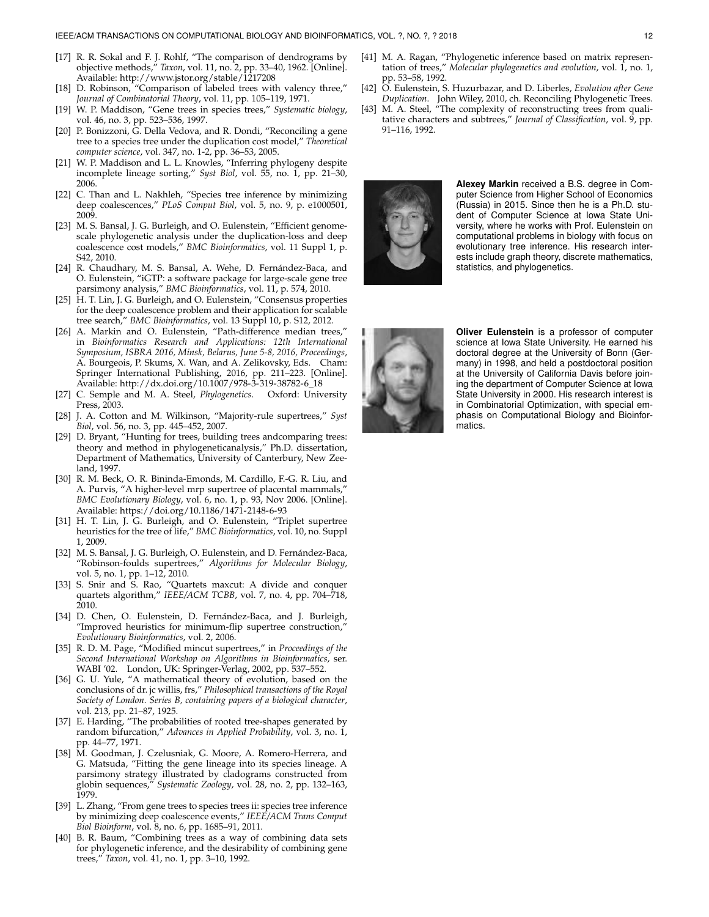[17] R. R. Sokal and F. J. Rohlf, "The comparison of dendrograms by objective methods," *Taxon*, vol. 11, no. 2, pp. 33–40, 1962. [Online]. Available: http://www.jstor.org/stable/1217208

[18] D. Robinson, "Comparison of labeled trees with valency three," *Journal of Combinatorial Theory*, vol. 11, pp. 105–119, 1971.

[19] W. P. Maddison, "Gene trees in species trees," *Systematic biology*, vol. 46, no. 3, pp. 523–536, 1997.

[20] P. Bonizzoni, G. Della Vedova, and R. Dondi, "Reconciling a gene tree to a species tree under the duplication cost model," *Theoretical computer science*, vol. 347, no. 1-2, pp. 36–53, 2005.

[21] W. P. Maddison and L. L. Knowles, "Inferring phylogeny despite incomplete lineage sorting," *Syst Biol*, vol. 55, no. 1, pp. 21–30, 2006.

[22] C. Than and L. Nakhleh, "Species tree inference by minimizing deep coalescences," *PLoS Comput Biol*, vol. 5, no. 9, p. e1000501, 2009.

[23] M. S. Bansal, J. G. Burleigh, and O. Eulenstein, "Efficient genome-scale phylogenetic analysis under the duplication-loss and deep coalescence cost models," *BMC Bioinformatics*, vol. 11 Suppl 1, p. S42, 2010.

[24] R. Chaudhary, M. S. Bansal, A. Wehe, D. Fernández-Baca, and O. Eulenstein, "iGTP: a software package for large-scale gene tree parsimony analysis," *BMC Bioinformatics*, vol. 11, p. 574, 2010.

[25] H. T. Lin, J. G. Burleigh, and O. Eulenstein, "Consensus properties for the deep coalescence problem and their application for scalable tree search," *BMC Bioinformatics*, vol. 13 Suppl 10, p. S12, 2012.

[26] A. Markin and O. Eulenstein, "Path-difference median trees," in *Bioinformatics Research and Applications: 12th International Symposium, ISBRA 2016, Minsk, Belarus, June 5-8, 2016, Proceedings*, A. Bourgeois, P. Skums, X. Wan, and A. Zelikovsky, Eds. Cham: Springer International Publishing, 2016, pp. 211–223. [Online]. Available: http://dx.doi.org/10.1007/978-3-319-38782-6_18

[27] C. Semple and M. A. Steel, *Phylogenetics*. Oxford: University Press, 2003.

[28] J. A. Cotton and M. Wilkinson, "Majority-rule supertrees," *Syst Biol*, vol. 56, no. 3, pp. 445–452, 2007.

[29] D. Bryant, "Hunting for trees, building trees andcomparing trees: theory and method in phylogeneticanalysis," Ph.D. dissertation, Department of Mathematics, University of Canterbury, New Zeeland, 1997.

[30] R. M. Beck, O. R. Bininda-Emonds, M. Cardillo, F.-G. R. Liu, and A. Purvis, "A higher-level mrp supertree of placental mammals," *BMC Evolutionary Biology*, vol. 6, no. 1, p. 93, Nov 2006. [Online]. Available: https://doi.org/10.1186/1471-2148-6-93

[31] H. T. Lin, J. G. Burleigh, and O. Eulenstein, "Triplet supertree heuristics for the tree of life," *BMC Bioinformatics*, vol. 10, no. Suppl 1, 2009.

[32] M. S. Bansal, J. G. Burleigh, O. Eulenstein, and D. Fernández-Baca, "Robinson-foulds supertrees," *Algorithms for Molecular Biology*, vol. 5, no. 1, pp. 1–12, 2010.

[33] S. Snir and S. Rao, "Quartets maxcut: A divide and conquer quartets algorithm," *IEEE/ACM TCBB*, vol. 7, no. 4, pp. 704–718, 2010.

[34] D. Chen, O. Eulenstein, D. Fernández-Baca, and J. Burleigh, "Improved heuristics for minimum-flip supertree construction," *Evolutionary Bioinformatics*, vol. 2, 2006.

[35] R. D. M. Page, "Modified mincut supertrees," in *Proceedings of the Second International Workshop on Algorithms in Bioinformatics*, ser. WABI '02. London, UK: Springer-Verlag, 2002, pp. 537–552.

[36] G. U. Yule, "A mathematical theory of evolution, based on the conclusions of dr. jc willis, frs," *Philosophical transactions of the Royal Society of London. Series B, containing papers of a biological character*, vol. 213, pp. 21–87, 1925.

[37] E. Harding, "The probabilities of rooted tree-shapes generated by random bifurcation," *Advances in Applied Probability*, vol. 3, no. 1, pp. 44–77, 1971.

[38] M. Goodman, J. Czelusniak, G. Moore, A. Romero-Herrera, and G. Matsuda, "Fitting the gene lineage into its species lineage. A parsimony strategy illustrated by cladograms constructed from globin sequences," *Systematic Zoology*, vol. 28, no. 2, pp. 132–163, 1979.

[39] L. Zhang, "From gene trees to species trees ii: species tree inference by minimizing deep coalescence events," *IEEE/ACM Trans Comput Biol Bioinform*, vol. 8, no. 6, pp. 1685–91, 2011.

[40] B. R. Baum, "Combining trees as a way of combining data sets for phylogenetic inference, and the desirability of combining gene trees," *Taxon*, vol. 41, no. 1, pp. 3–10, 1992.

[41] M. A. Ragan, "Phylogenetic inference based on matrix representation of trees," *Molecular phylogenetics and evolution*, vol. 1, no. 1, pp. 53–58, 1992.

[42] O. Eulenstein, S. Huzurbazar, and D. Liberles, *Evolution after Gene Duplication*. John Wiley, 2010, ch. Reconciling Phylogenetic Trees.

[43] M. A. Steel, "The complexity of reconstructing trees from qualitative characters and subtrees," *Journal of Classification*, vol. 9, pp. 91–116, 1992.

**Alexey Markin** received a B.S. degree in Computer Science from Higher School of Economics (Russia) in 2015. Since then he is a Ph.D. student of Computer Science at Iowa State University, where he works with Prof. Eulenstein on computational problems in biology with focus on evolutionary tree inference. His research interests include graph theory, discrete mathematics, statistics, and phylogenetics.

**Oliver Eulenstein** is a professor of computer science at Iowa State University. He earned his doctoral degree at the University of Bonn (Germany) in 1998, and held a postdoctoral position at the University of California Davis before joining the department of Computer Science at Iowa State University in 2000. His research interest is in Combinatorial Optimization, with special emphasis on Computational Biology and Bioinformatics.